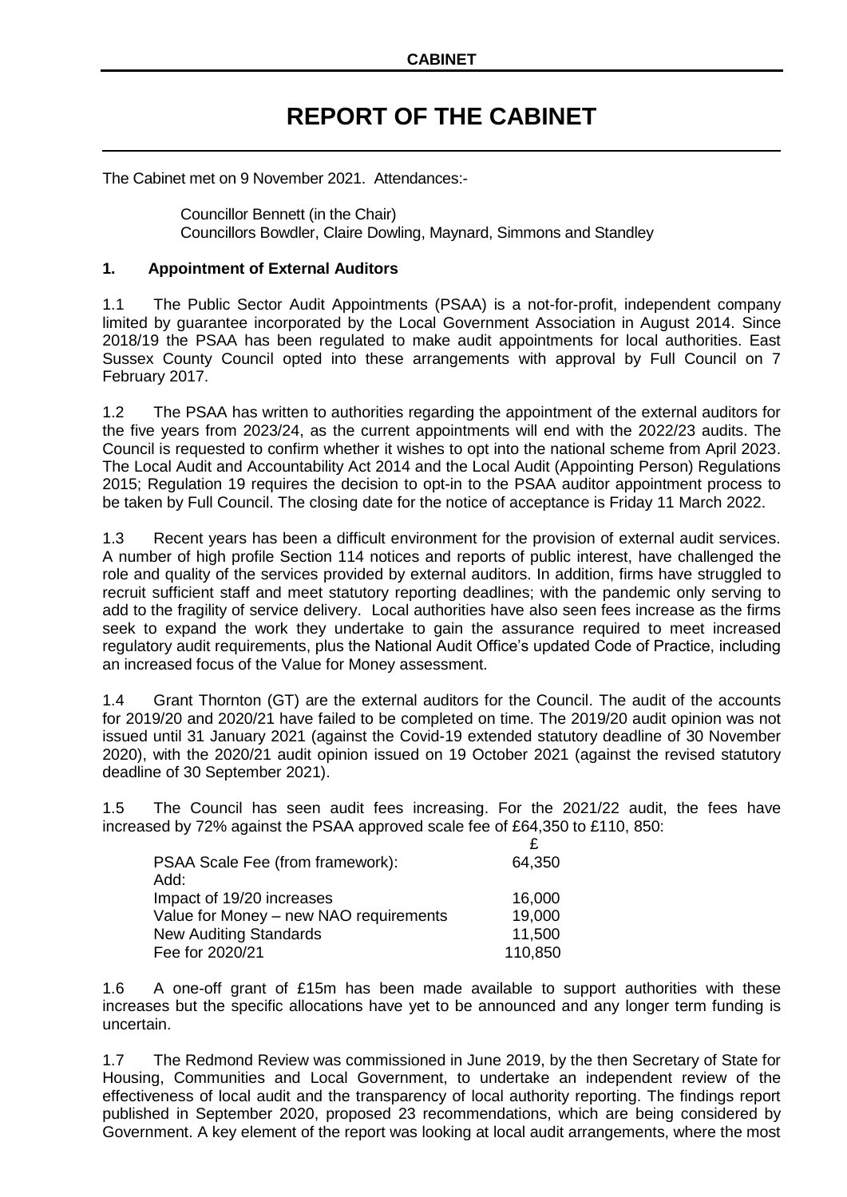**CABINET**

# REPORT OF THE CABINET

The Cabinet met on 9 November 2021. Attendances:-

Councillor Bennett (in the Chair)
Councillors Bowdler, Claire Dowling, Maynard, Simmons and Standley

## 1. Appointment of External Auditors

1.1 The Public Sector Audit Appointments (PSAA) is a not-for-profit, independent company limited by guarantee incorporated by the Local Government Association in August 2014. Since 2018/19 the PSAA has been regulated to make audit appointments for local authorities. East Sussex County Council opted into these arrangements with approval by Full Council on 7 February 2017.

1.2 The PSAA has written to authorities regarding the appointment of the external auditors for the five years from 2023/24, as the current appointments will end with the 2022/23 audits. The Council is requested to confirm whether it wishes to opt into the national scheme from April 2023. The Local Audit and Accountability Act 2014 and the Local Audit (Appointing Person) Regulations 2015; Regulation 19 requires the decision to opt-in to the PSAA auditor appointment process to be taken by Full Council. The closing date for the notice of acceptance is Friday 11 March 2022.

1.3 Recent years has been a difficult environment for the provision of external audit services. A number of high profile Section 114 notices and reports of public interest, have challenged the role and quality of the services provided by external auditors. In addition, firms have struggled to recruit sufficient staff and meet statutory reporting deadlines; with the pandemic only serving to add to the fragility of service delivery. Local authorities have also seen fees increase as the firms seek to expand the work they undertake to gain the assurance required to meet increased regulatory audit requirements, plus the National Audit Office's updated Code of Practice, including an increased focus of the Value for Money assessment.

1.4 Grant Thornton (GT) are the external auditors for the Council. The audit of the accounts for 2019/20 and 2020/21 have failed to be completed on time. The 2019/20 audit opinion was not issued until 31 January 2021 (against the Covid-19 extended statutory deadline of 30 November 2020), with the 2020/21 audit opinion issued on 19 October 2021 (against the revised statutory deadline of 30 September 2021).

1.5 The Council has seen audit fees increasing. For the 2021/22 audit, the fees have increased by 72% against the PSAA approved scale fee of £64,350 to £110, 850:

| | £ |
|---|---|
| PSAA Scale Fee (from framework): | 64,350 |
| Add: | |
| Impact of 19/20 increases | 16,000 |
| Value for Money – new NAO requirements | 19,000 |
| New Auditing Standards | 11,500 |
| Fee for 2020/21 | 110,850 |

1.6 A one-off grant of £15m has been made available to support authorities with these increases but the specific allocations have yet to be announced and any longer term funding is uncertain.

1.7 The Redmond Review was commissioned in June 2019, by the then Secretary of State for Housing, Communities and Local Government, to undertake an independent review of the effectiveness of local audit and the transparency of local authority reporting. The findings report published in September 2020, proposed 23 recommendations, which are being considered by Government. A key element of the report was looking at local audit arrangements, where the most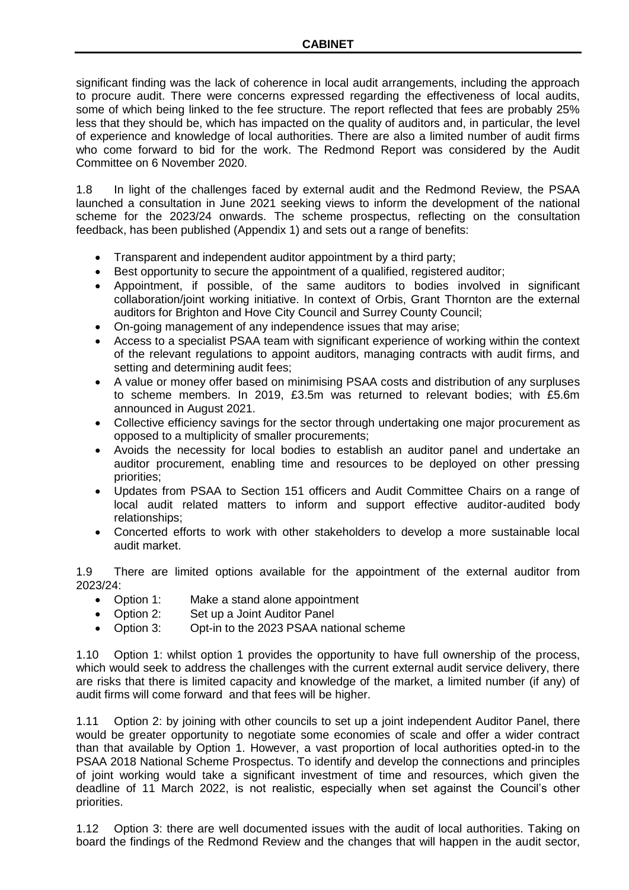significant finding was the lack of coherence in local audit arrangements, including the approach to procure audit. There were concerns expressed regarding the effectiveness of local audits, some of which being linked to the fee structure. The report reflected that fees are probably 25% less that they should be, which has impacted on the quality of auditors and, in particular, the level of experience and knowledge of local authorities. There are also a limited number of audit firms who come forward to bid for the work. The Redmond Report was considered by the Audit Committee on 6 November 2020.

1.8 In light of the challenges faced by external audit and the Redmond Review, the PSAA launched a consultation in June 2021 seeking views to inform the development of the national scheme for the 2023/24 onwards. The scheme prospectus, reflecting on the consultation feedback, has been published (Appendix 1) and sets out a range of benefits:

- Transparent and independent auditor appointment by a third party;
- Best opportunity to secure the appointment of a qualified, registered auditor;
- Appointment, if possible, of the same auditors to bodies involved in significant collaboration/joint working initiative. In context of Orbis, Grant Thornton are the external auditors for Brighton and Hove City Council and Surrey County Council;
- On-going management of any independence issues that may arise;
- Access to a specialist PSAA team with significant experience of working within the context of the relevant regulations to appoint auditors, managing contracts with audit firms, and setting and determining audit fees;
- A value or money offer based on minimising PSAA costs and distribution of any surpluses to scheme members. In 2019, £3.5m was returned to relevant bodies; with £5.6m announced in August 2021.
- Collective efficiency savings for the sector through undertaking one major procurement as opposed to a multiplicity of smaller procurements;
- Avoids the necessity for local bodies to establish an auditor panel and undertake an auditor procurement, enabling time and resources to be deployed on other pressing priorities;
- Updates from PSAA to Section 151 officers and Audit Committee Chairs on a range of local audit related matters to inform and support effective auditor-audited body relationships;
- Concerted efforts to work with other stakeholders to develop a more sustainable local audit market.

1.9 There are limited options available for the appointment of the external auditor from 2023/24:

- Option 1: Make a stand alone appointment
- Option 2: Set up a Joint Auditor Panel
- Option 3: Opt-in to the 2023 PSAA national scheme

1.10 Option 1: whilst option 1 provides the opportunity to have full ownership of the process, which would seek to address the challenges with the current external audit service delivery, there are risks that there is limited capacity and knowledge of the market, a limited number (if any) of audit firms will come forward and that fees will be higher.

1.11 Option 2: by joining with other councils to set up a joint independent Auditor Panel, there would be greater opportunity to negotiate some economies of scale and offer a wider contract than that available by Option 1. However, a vast proportion of local authorities opted-in to the PSAA 2018 National Scheme Prospectus. To identify and develop the connections and principles of joint working would take a significant investment of time and resources, which given the deadline of 11 March 2022, is not realistic, especially when set against the Council's other priorities.

1.12 Option 3: there are well documented issues with the audit of local authorities. Taking on board the findings of the Redmond Review and the changes that will happen in the audit sector,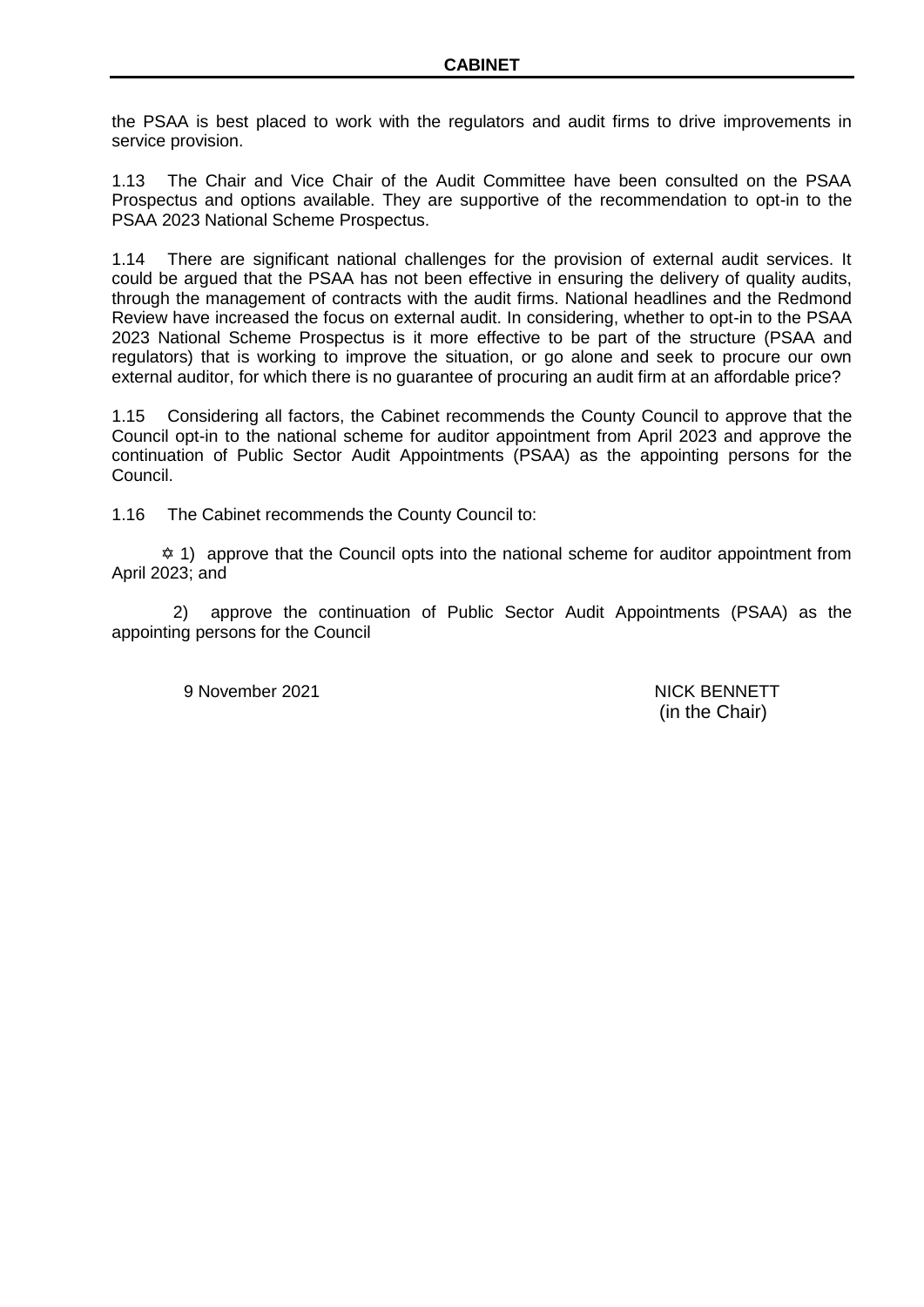the PSAA is best placed to work with the regulators and audit firms to drive improvements in service provision.

1.13 The Chair and Vice Chair of the Audit Committee have been consulted on the PSAA Prospectus and options available. They are supportive of the recommendation to opt-in to the PSAA 2023 National Scheme Prospectus.

1.14 There are significant national challenges for the provision of external audit services. It could be argued that the PSAA has not been effective in ensuring the delivery of quality audits, through the management of contracts with the audit firms. National headlines and the Redmond Review have increased the focus on external audit. In considering, whether to opt-in to the PSAA 2023 National Scheme Prospectus is it more effective to be part of the structure (PSAA and regulators) that is working to improve the situation, or go alone and seek to procure our own external auditor, for which there is no guarantee of procuring an audit firm at an affordable price?

1.15 Considering all factors, the Cabinet recommends the County Council to approve that the Council opt-in to the national scheme for auditor appointment from April 2023 and approve the continuation of Public Sector Audit Appointments (PSAA) as the appointing persons for the Council.

1.16 The Cabinet recommends the County Council to:

✡ 1) approve that the Council opts into the national scheme for auditor appointment from April 2023; and

2) approve the continuation of Public Sector Audit Appointments (PSAA) as the appointing persons for the Council

9 November 2021

NICK BENNETT
(in the Chair)